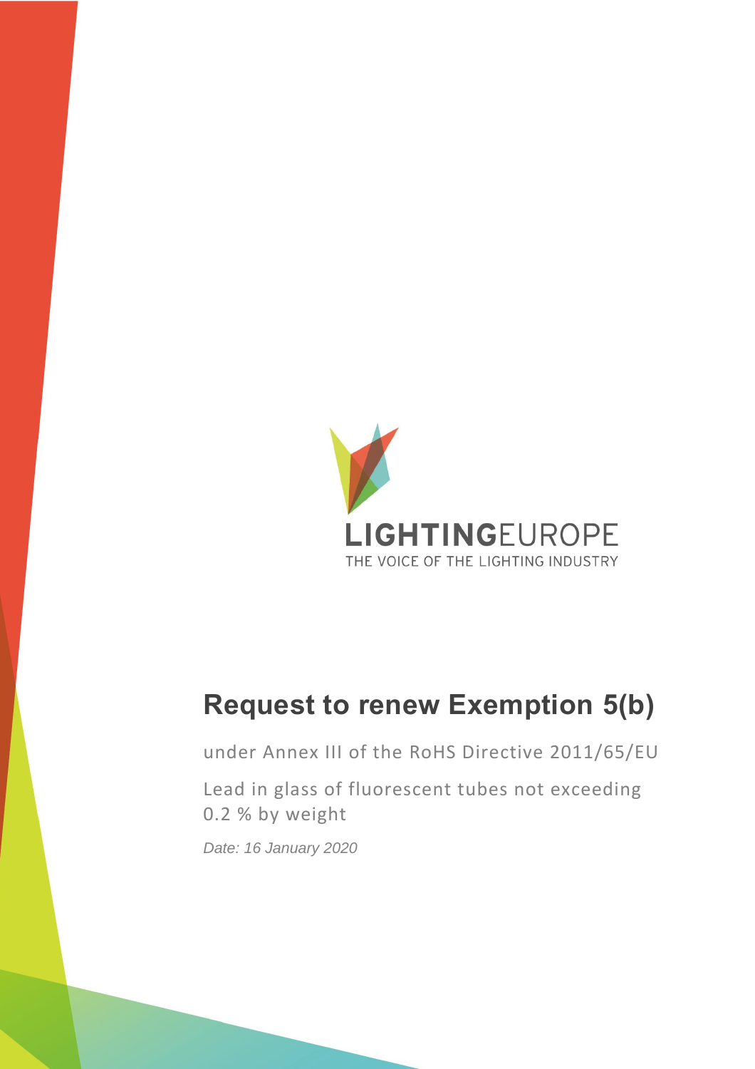LIGHTINGEUROPE

THE VOICE OF THE LIGHTING INDUSTRY

# Request to renew Exemption 5(b)

under Annex III of the RoHS Directive 2011/65/EU

Lead in glass of fluorescent tubes not exceeding 0.2 % by weight

*Date: 16 January 2020*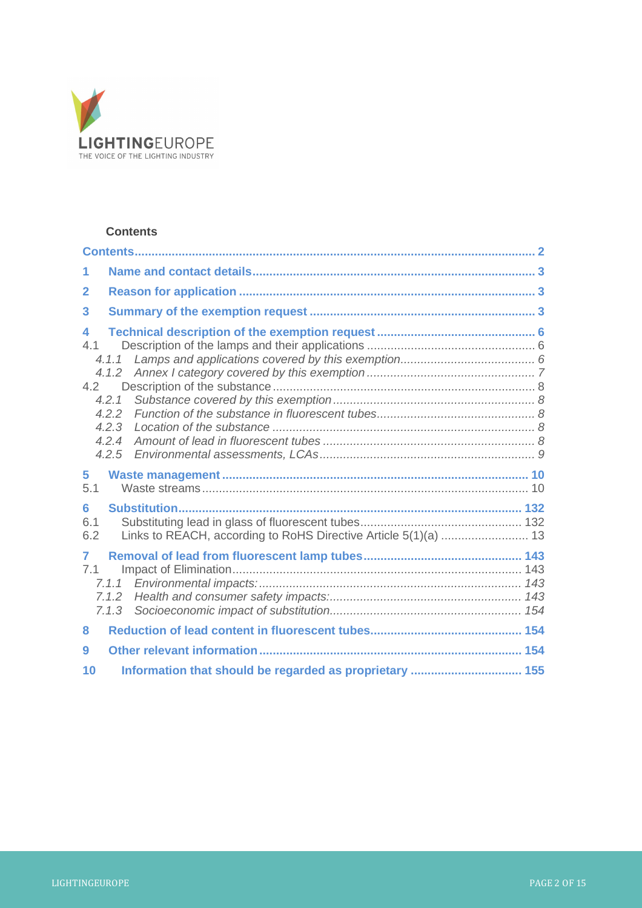**Contents**

[Contents 2](#)

1 Name and contact details 3

2 Reason for application 3

3 Summary of the exemption request 3

4 Technical description of the exemption request 6

- 4.1 Description of the lamps and their applications 6
  - *4.1.1 Lamps and applications covered by this exemption 6*
  - *4.1.2 Annex I category covered by this exemption 7*
- 4.2 Description of the substance 8
  - *4.2.1 Substance covered by this exemption 8*
  - *4.2.2 Function of the substance in fluorescent tubes 8*
  - *4.2.3 Location of the substance 8*
  - *4.2.4 Amount of lead in fluorescent tubes 8*
  - *4.2.5 Environmental assessments, LCAs 9*

5 Waste management 10

- 5.1 Waste streams 10

6 Substitution 132

- 6.1 Substituting lead in glass of fluorescent tubes 132
- 6.2 Links to REACH, according to RoHS Directive Article 5(1)(a) 13

7 Removal of lead from fluorescent lamp tubes 143

- 7.1 Impact of Elimination 143
  - *7.1.1 Environmental impacts: 143*
  - *7.1.2 Health and consumer safety impacts: 143*
  - *7.1.3 Socioeconomic impact of substitution 154*

8 Reduction of lead content in fluorescent tubes 154

9 Other relevant information 154

10 Information that should be regarded as proprietary 155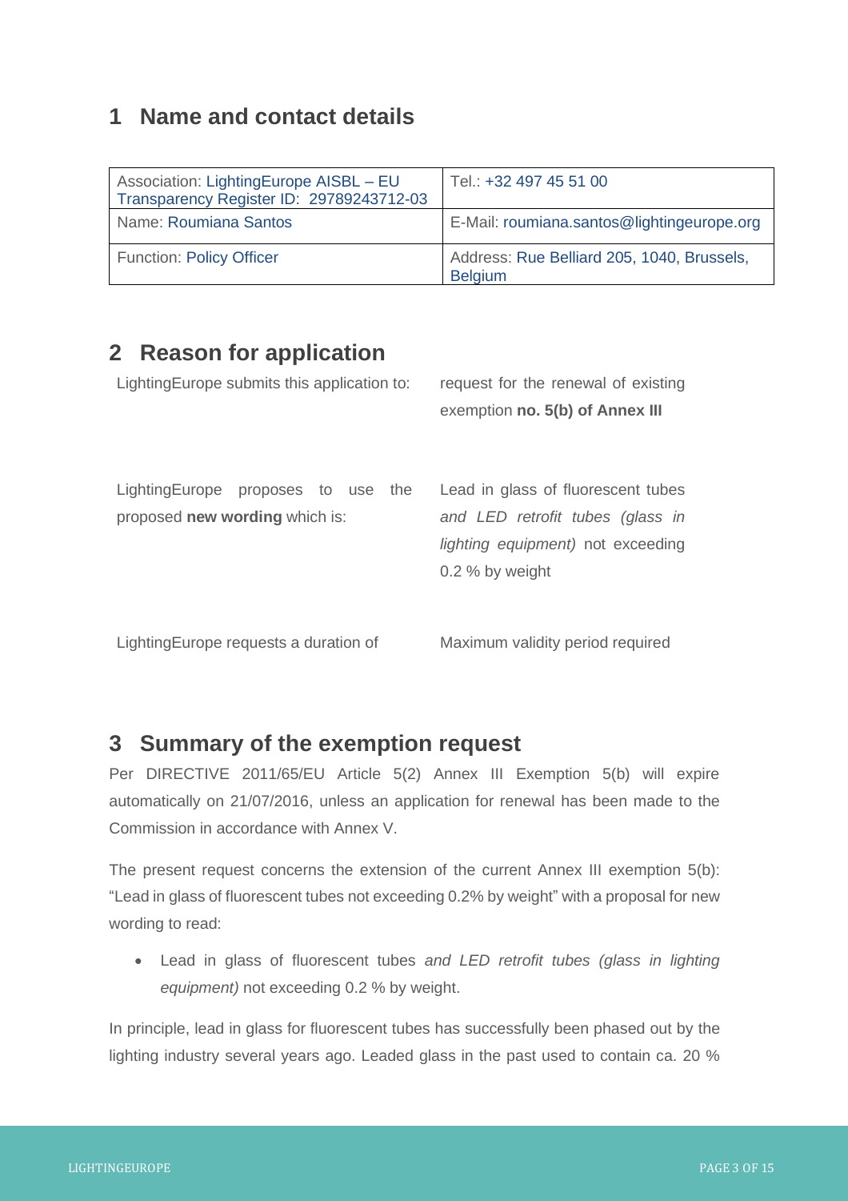## 1 Name and contact details

| Association: LightingEurope AISBL – EU Transparency Register ID: 29789243712-03 | Tel.: +32 497 45 51 00 |
|---|---|
| Name: Roumiana Santos | E-Mail: roumiana.santos@lightingeurope.org |
| Function: Policy Officer | Address: Rue Belliard 205, 1040, Brussels, Belgium |

## 2 Reason for application

| | |
|---|---|
| LightingEurope submits this application to: | request for the renewal of existing exemption **no. 5(b) of Annex III** |
| LightingEurope proposes to use the proposed **new wording** which is: | Lead in glass of fluorescent tubes *and LED retrofit tubes (glass in lighting equipment)* not exceeding 0.2 % by weight |
| LightingEurope requests a duration of | Maximum validity period required |

## 3 Summary of the exemption request

Per DIRECTIVE 2011/65/EU Article 5(2) Annex III Exemption 5(b) will expire automatically on 21/07/2016, unless an application for renewal has been made to the Commission in accordance with Annex V.

The present request concerns the extension of the current Annex III exemption 5(b): "Lead in glass of fluorescent tubes not exceeding 0.2% by weight" with a proposal for new wording to read:

- Lead in glass of fluorescent tubes *and LED retrofit tubes (glass in lighting equipment)* not exceeding 0.2 % by weight.

In principle, lead in glass for fluorescent tubes has successfully been phased out by the lighting industry several years ago. Leaded glass in the past used to contain ca. 20 %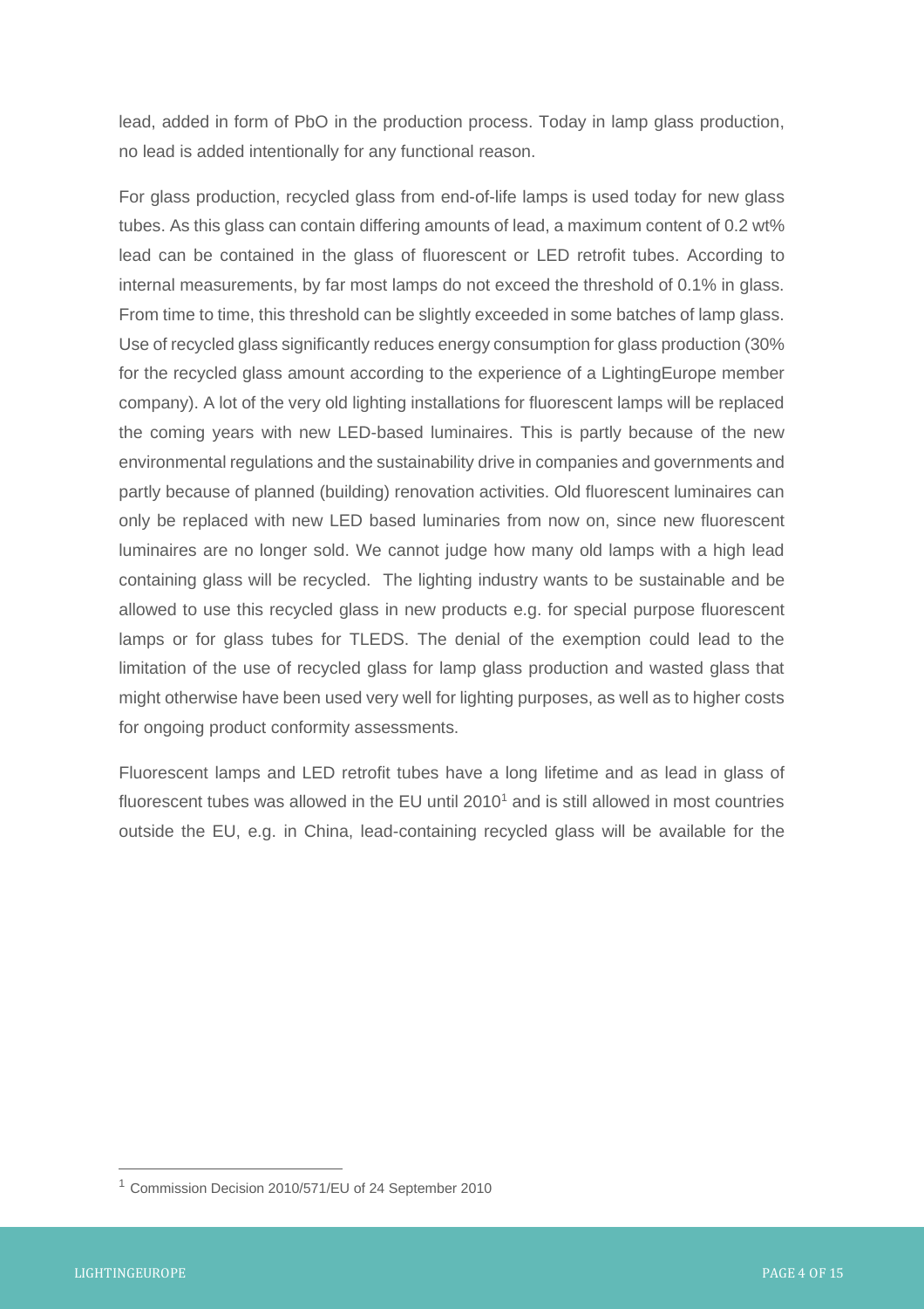lead, added in form of PbO in the production process. Today in lamp glass production, no lead is added intentionally for any functional reason.

For glass production, recycled glass from end-of-life lamps is used today for new glass tubes. As this glass can contain differing amounts of lead, a maximum content of 0.2 wt% lead can be contained in the glass of fluorescent or LED retrofit tubes. According to internal measurements, by far most lamps do not exceed the threshold of 0.1% in glass. From time to time, this threshold can be slightly exceeded in some batches of lamp glass. Use of recycled glass significantly reduces energy consumption for glass production (30% for the recycled glass amount according to the experience of a LightingEurope member company). A lot of the very old lighting installations for fluorescent lamps will be replaced the coming years with new LED-based luminaires. This is partly because of the new environmental regulations and the sustainability drive in companies and governments and partly because of planned (building) renovation activities. Old fluorescent luminaires can only be replaced with new LED based luminaries from now on, since new fluorescent luminaires are no longer sold. We cannot judge how many old lamps with a high lead containing glass will be recycled. The lighting industry wants to be sustainable and be allowed to use this recycled glass in new products e.g. for special purpose fluorescent lamps or for glass tubes for TLEDS. The denial of the exemption could lead to the limitation of the use of recycled glass for lamp glass production and wasted glass that might otherwise have been used very well for lighting purposes, as well as to higher costs for ongoing product conformity assessments.

Fluorescent lamps and LED retrofit tubes have a long lifetime and as lead in glass of fluorescent tubes was allowed in the EU until 2010[1] and is still allowed in most countries outside the EU, e.g. in China, lead-containing recycled glass will be available for the

[1] Commission Decision 2010/571/EU of 24 September 2010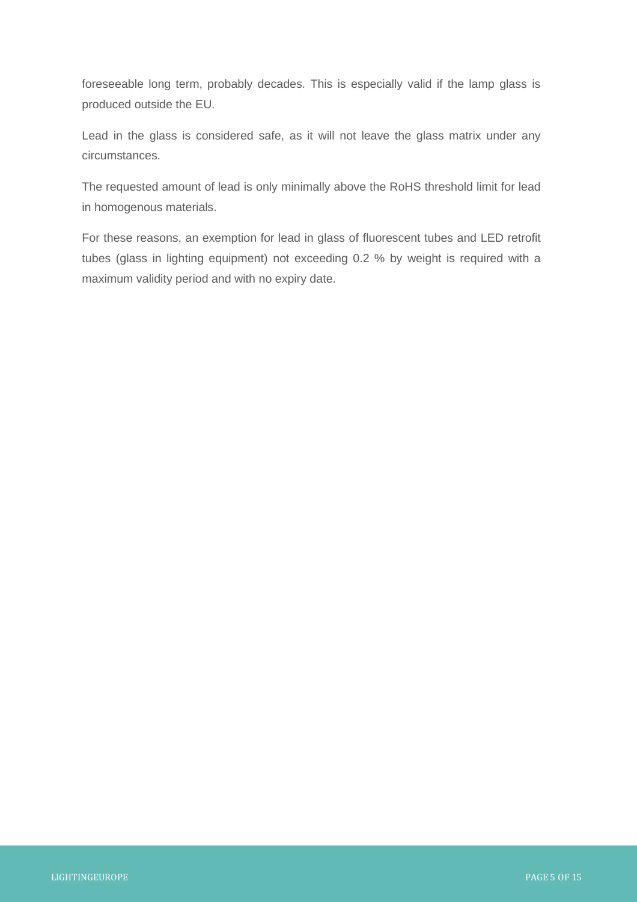foreseeable long term, probably decades. This is especially valid if the lamp glass is produced outside the EU.

Lead in the glass is considered safe, as it will not leave the glass matrix under any circumstances.

The requested amount of lead is only minimally above the RoHS threshold limit for lead in homogenous materials.

For these reasons, an exemption for lead in glass of fluorescent tubes and LED retrofit tubes (glass in lighting equipment) not exceeding 0.2 % by weight is required with a maximum validity period and with no expiry date.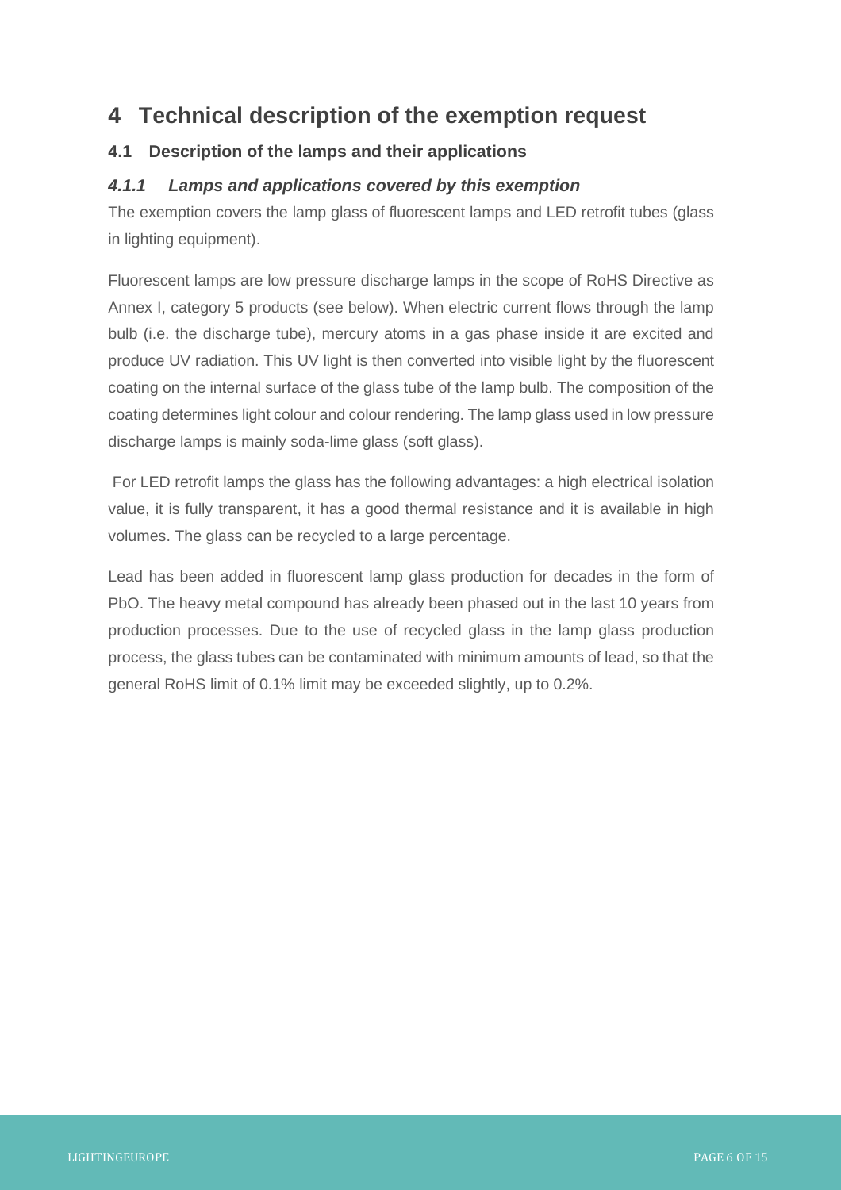# 4 Technical description of the exemption request

## 4.1 Description of the lamps and their applications

### *4.1.1 Lamps and applications covered by this exemption*

The exemption covers the lamp glass of fluorescent lamps and LED retrofit tubes (glass in lighting equipment).

Fluorescent lamps are low pressure discharge lamps in the scope of RoHS Directive as Annex I, category 5 products (see below). When electric current flows through the lamp bulb (i.e. the discharge tube), mercury atoms in a gas phase inside it are excited and produce UV radiation. This UV light is then converted into visible light by the fluorescent coating on the internal surface of the glass tube of the lamp bulb. The composition of the coating determines light colour and colour rendering. The lamp glass used in low pressure discharge lamps is mainly soda-lime glass (soft glass).

For LED retrofit lamps the glass has the following advantages: a high electrical isolation value, it is fully transparent, it has a good thermal resistance and it is available in high volumes. The glass can be recycled to a large percentage.

Lead has been added in fluorescent lamp glass production for decades in the form of PbO. The heavy metal compound has already been phased out in the last 10 years from production processes. Due to the use of recycled glass in the lamp glass production process, the glass tubes can be contaminated with minimum amounts of lead, so that the general RoHS limit of 0.1% limit may be exceeded slightly, up to 0.2%.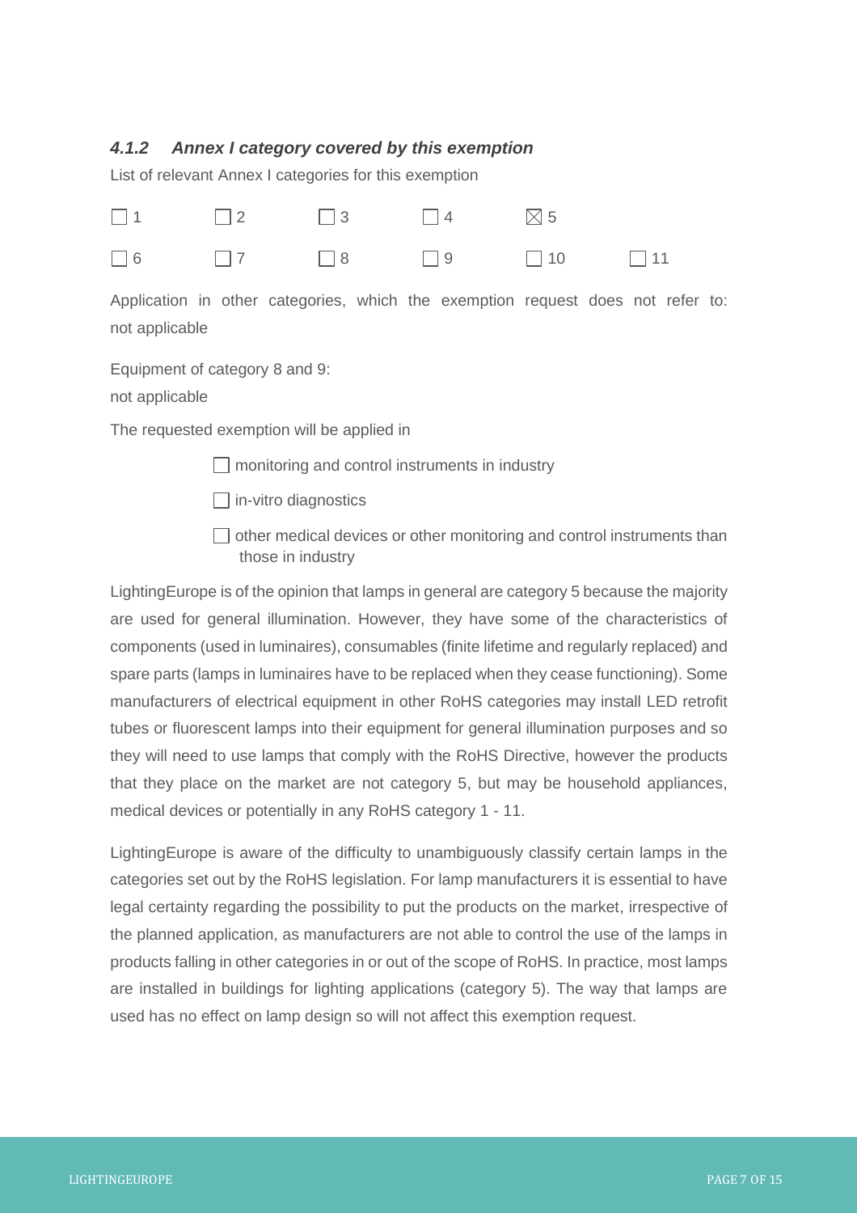### *4.1.2 Annex I category covered by this exemption*

List of relevant Annex I categories for this exemption

☐ 1 ☐ 2 ☐ 3 ☐ 4 ☒ 5

☐ 6 ☐ 7 ☐ 8 ☐ 9 ☐ 10 ☐ 11

Application in other categories, which the exemption request does not refer to: not applicable

Equipment of category 8 and 9:

not applicable

The requested exemption will be applied in

☐ monitoring and control instruments in industry

☐ in-vitro diagnostics

☐ other medical devices or other monitoring and control instruments than those in industry

LightingEurope is of the opinion that lamps in general are category 5 because the majority are used for general illumination. However, they have some of the characteristics of components (used in luminaires), consumables (finite lifetime and regularly replaced) and spare parts (lamps in luminaires have to be replaced when they cease functioning). Some manufacturers of electrical equipment in other RoHS categories may install LED retrofit tubes or fluorescent lamps into their equipment for general illumination purposes and so they will need to use lamps that comply with the RoHS Directive, however the products that they place on the market are not category 5, but may be household appliances, medical devices or potentially in any RoHS category 1 - 11.

LightingEurope is aware of the difficulty to unambiguously classify certain lamps in the categories set out by the RoHS legislation. For lamp manufacturers it is essential to have legal certainty regarding the possibility to put the products on the market, irrespective of the planned application, as manufacturers are not able to control the use of the lamps in products falling in other categories in or out of the scope of RoHS. In practice, most lamps are installed in buildings for lighting applications (category 5). The way that lamps are used has no effect on lamp design so will not affect this exemption request.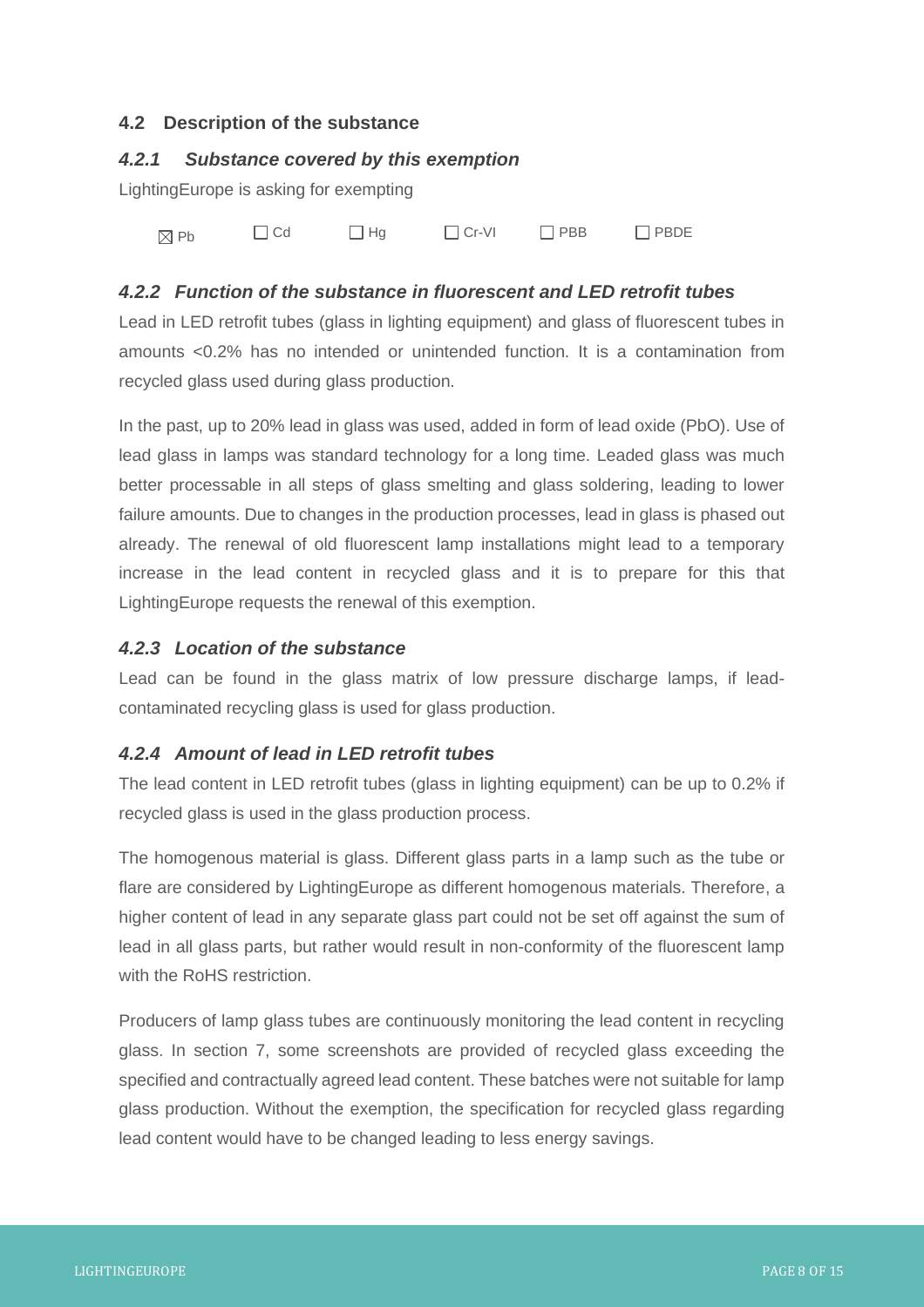## 4.2 Description of the substance

### *4.2.1 Substance covered by this exemption*

LightingEurope is asking for exempting

☒ Pb ☐ Cd ☐ Hg ☐ Cr-VI ☐ PBB ☐ PBDE

### *4.2.2 Function of the substance in fluorescent and LED retrofit tubes*

Lead in LED retrofit tubes (glass in lighting equipment) and glass of fluorescent tubes in amounts <0.2% has no intended or unintended function. It is a contamination from recycled glass used during glass production.

In the past, up to 20% lead in glass was used, added in form of lead oxide (PbO). Use of lead glass in lamps was standard technology for a long time. Leaded glass was much better processable in all steps of glass smelting and glass soldering, leading to lower failure amounts. Due to changes in the production processes, lead in glass is phased out already. The renewal of old fluorescent lamp installations might lead to a temporary increase in the lead content in recycled glass and it is to prepare for this that LightingEurope requests the renewal of this exemption.

### *4.2.3 Location of the substance*

Lead can be found in the glass matrix of low pressure discharge lamps, if lead-contaminated recycling glass is used for glass production.

### *4.2.4 Amount of lead in LED retrofit tubes*

The lead content in LED retrofit tubes (glass in lighting equipment) can be up to 0.2% if recycled glass is used in the glass production process.

The homogenous material is glass. Different glass parts in a lamp such as the tube or flare are considered by LightingEurope as different homogenous materials. Therefore, a higher content of lead in any separate glass part could not be set off against the sum of lead in all glass parts, but rather would result in non-conformity of the fluorescent lamp with the RoHS restriction.

Producers of lamp glass tubes are continuously monitoring the lead content in recycling glass. In section 7, some screenshots are provided of recycled glass exceeding the specified and contractually agreed lead content. These batches were not suitable for lamp glass production. Without the exemption, the specification for recycled glass regarding lead content would have to be changed leading to less energy savings.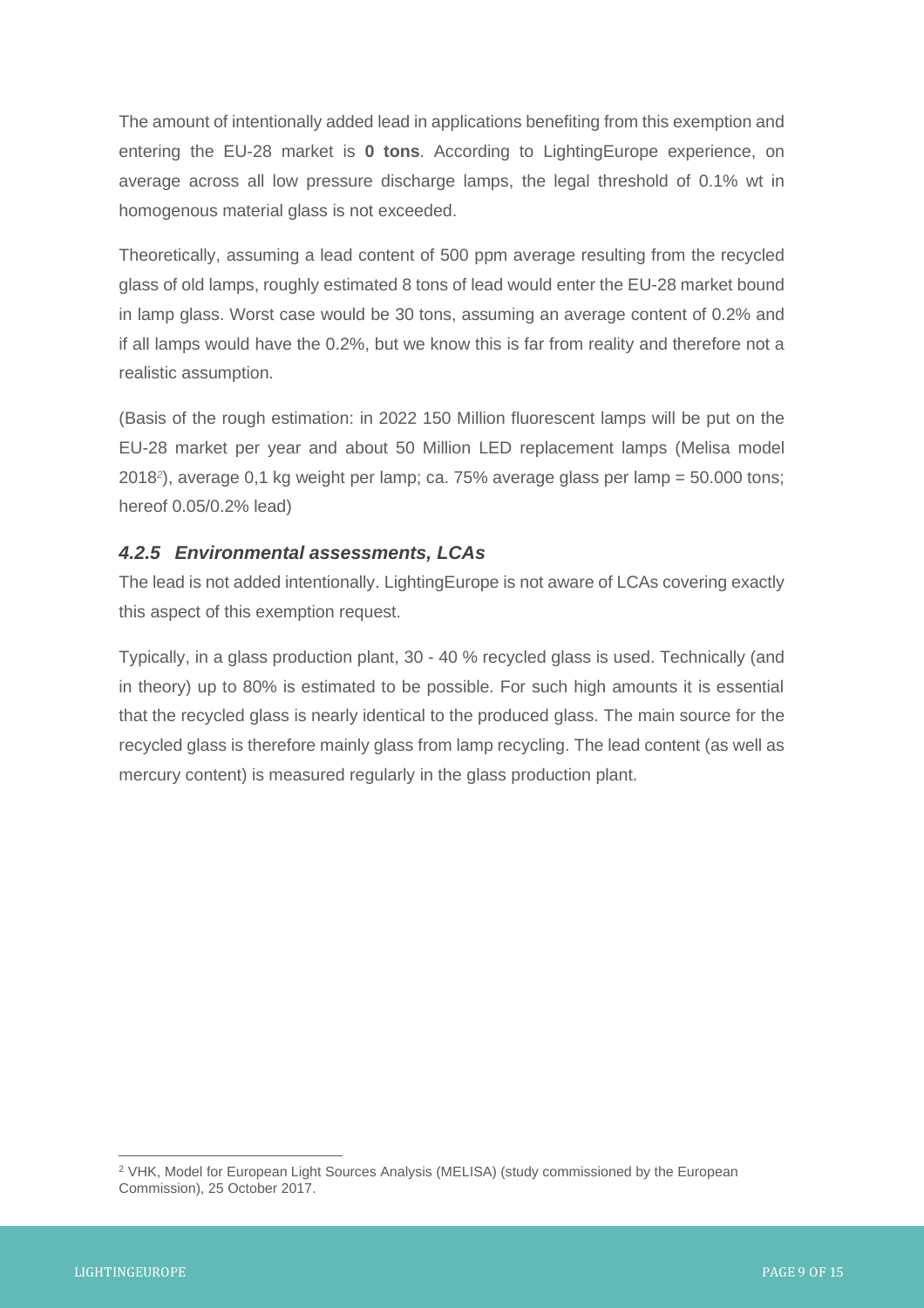The amount of intentionally added lead in applications benefiting from this exemption and entering the EU-28 market is **0 tons**. According to LightingEurope experience, on average across all low pressure discharge lamps, the legal threshold of 0.1% wt in homogenous material glass is not exceeded.

Theoretically, assuming a lead content of 500 ppm average resulting from the recycled glass of old lamps, roughly estimated 8 tons of lead would enter the EU-28 market bound in lamp glass. Worst case would be 30 tons, assuming an average content of 0.2% and if all lamps would have the 0.2%, but we know this is far from reality and therefore not a realistic assumption.

(Basis of the rough estimation: in 2022 150 Million fluorescent lamps will be put on the EU-28 market per year and about 50 Million LED replacement lamps (Melisa model 2018[2]), average 0,1 kg weight per lamp; ca. 75% average glass per lamp = 50.000 tons; hereof 0.05/0.2% lead)

### *4.2.5 Environmental assessments, LCAs*

The lead is not added intentionally. LightingEurope is not aware of LCAs covering exactly this aspect of this exemption request.

Typically, in a glass production plant, 30 - 40 % recycled glass is used. Technically (and in theory) up to 80% is estimated to be possible. For such high amounts it is essential that the recycled glass is nearly identical to the produced glass. The main source for the recycled glass is therefore mainly glass from lamp recycling. The lead content (as well as mercury content) is measured regularly in the glass production plant.

[2] VHK, Model for European Light Sources Analysis (MELISA) (study commissioned by the European Commission), 25 October 2017.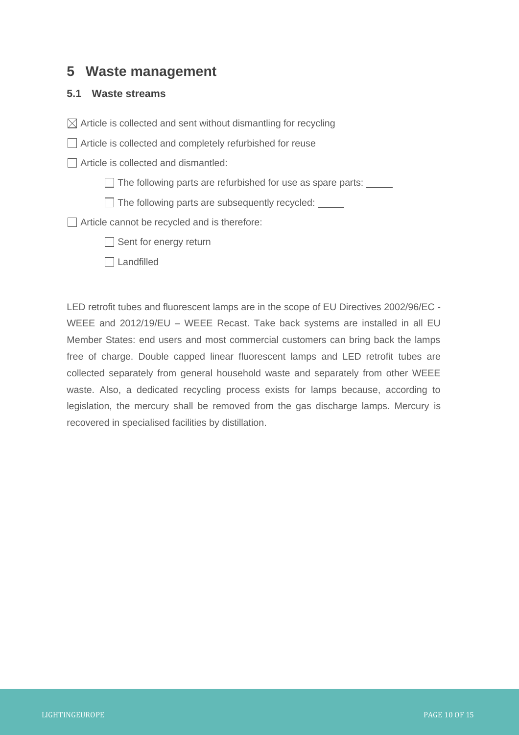# 5 Waste management

## 5.1 Waste streams

☒ Article is collected and sent without dismantling for recycling

☐ Article is collected and completely refurbished for reuse

☐ Article is collected and dismantled:

- ☐ The following parts are refurbished for use as spare parts: _____
- ☐ The following parts are subsequently recycled: _____

☐ Article cannot be recycled and is therefore:

- ☐ Sent for energy return
- ☐ Landfilled

LED retrofit tubes and fluorescent lamps are in the scope of EU Directives 2002/96/EC - WEEE and 2012/19/EU – WEEE Recast. Take back systems are installed in all EU Member States: end users and most commercial customers can bring back the lamps free of charge. Double capped linear fluorescent lamps and LED retrofit tubes are collected separately from general household waste and separately from other WEEE waste. Also, a dedicated recycling process exists for lamps because, according to legislation, the mercury shall be removed from the gas discharge lamps. Mercury is recovered in specialised facilities by distillation.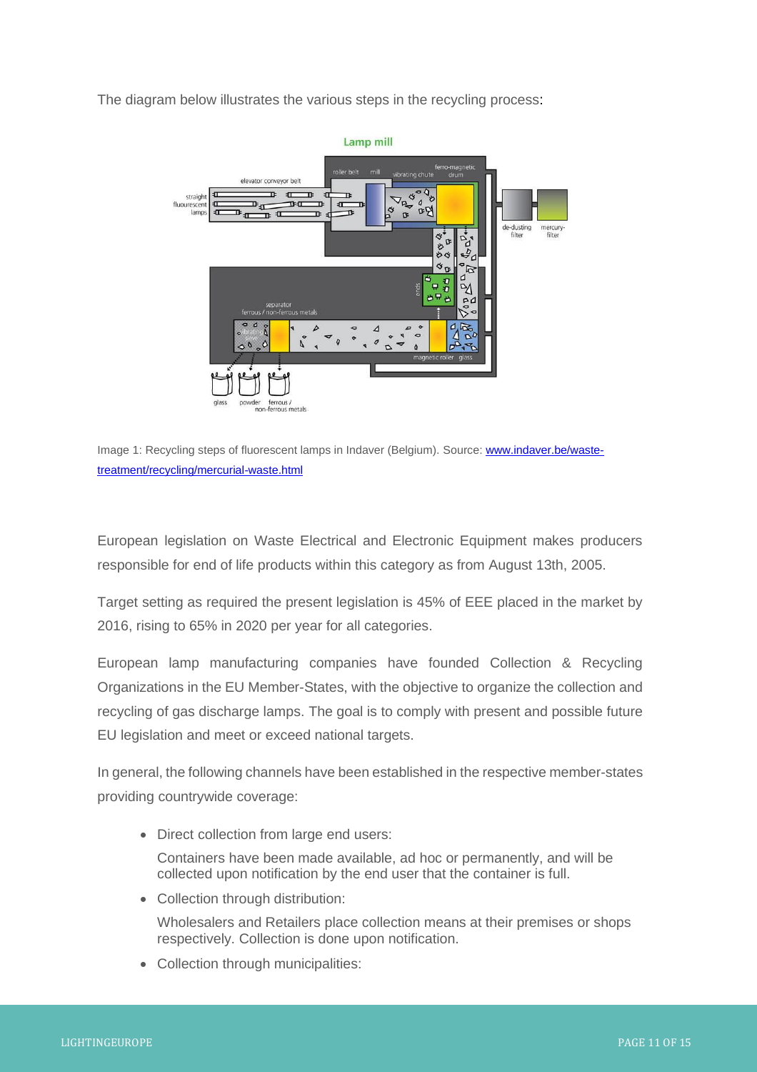The diagram below illustrates the various steps in the recycling process:

Image 1: Recycling steps of fluorescent lamps in Indaver (Belgium). Source: [www.indaver.be/waste-treatment/recycling/mercurial-waste.html](www.indaver.be/waste-treatment/recycling/mercurial-waste.html)

European legislation on Waste Electrical and Electronic Equipment makes producers responsible for end of life products within this category as from August 13th, 2005.

Target setting as required the present legislation is 45% of EEE placed in the market by 2016, rising to 65% in 2020 per year for all categories.

European lamp manufacturing companies have founded Collection & Recycling Organizations in the EU Member-States, with the objective to organize the collection and recycling of gas discharge lamps. The goal is to comply with present and possible future EU legislation and meet or exceed national targets.

In general, the following channels have been established in the respective member-states providing countrywide coverage:

- Direct collection from large end users:

  Containers have been made available, ad hoc or permanently, and will be collected upon notification by the end user that the container is full.

- Collection through distribution:

  Wholesalers and Retailers place collection means at their premises or shops respectively. Collection is done upon notification.

- Collection through municipalities: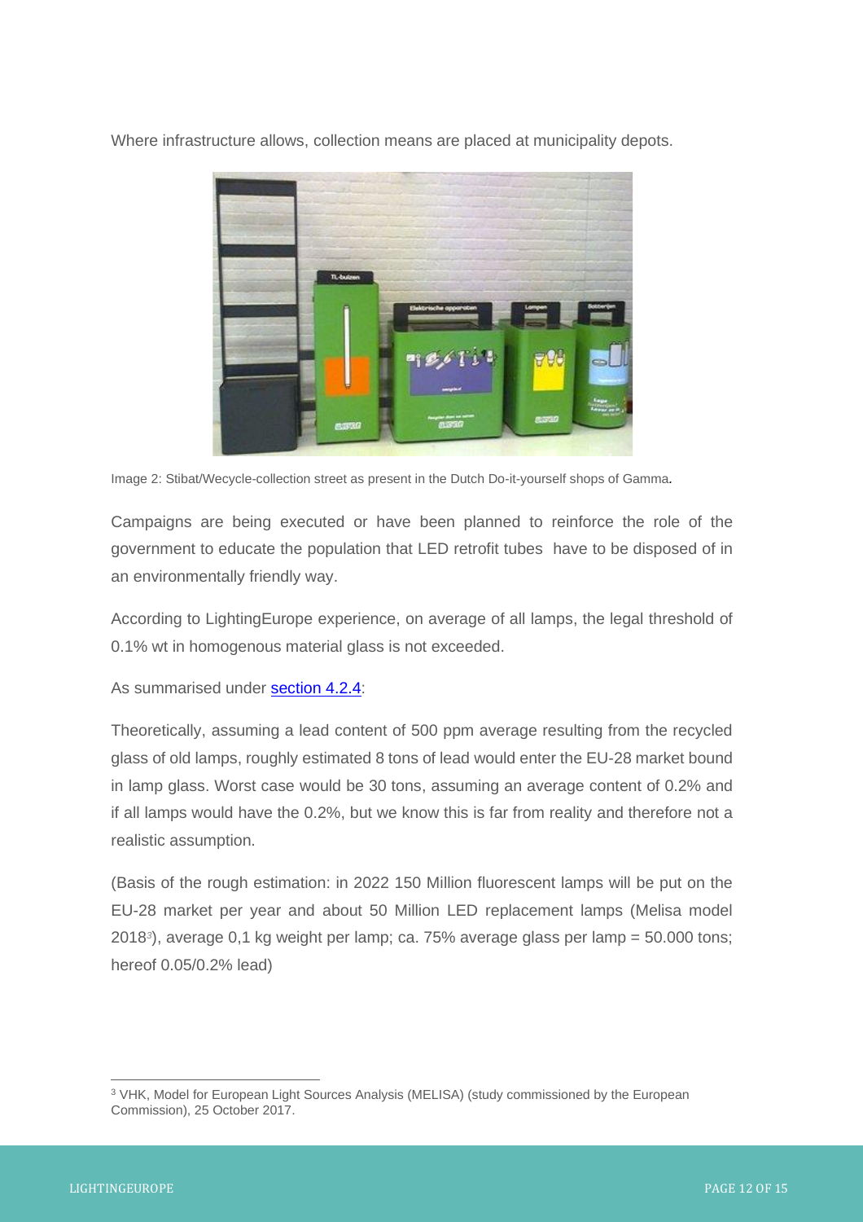Where infrastructure allows, collection means are placed at municipality depots.

Image 2: Stibat/Wecycle-collection street as present in the Dutch Do-it-yourself shops of Gamma*.*

Campaigns are being executed or have been planned to reinforce the role of the government to educate the population that LED retrofit tubes have to be disposed of in an environmentally friendly way.

According to LightingEurope experience, on average of all lamps, the legal threshold of 0.1% wt in homogenous material glass is not exceeded.

As summarised under section 4.2.4:

Theoretically, assuming a lead content of 500 ppm average resulting from the recycled glass of old lamps, roughly estimated 8 tons of lead would enter the EU-28 market bound in lamp glass. Worst case would be 30 tons, assuming an average content of 0.2% and if all lamps would have the 0.2%, but we know this is far from reality and therefore not a realistic assumption.

(Basis of the rough estimation: in 2022 150 Million fluorescent lamps will be put on the EU-28 market per year and about 50 Million LED replacement lamps (Melisa model 2018[3]), average 0,1 kg weight per lamp; ca. 75% average glass per lamp = 50.000 tons; hereof 0.05/0.2% lead)

---

[3] VHK, Model for European Light Sources Analysis (MELISA) (study commissioned by the European Commission), 25 October 2017.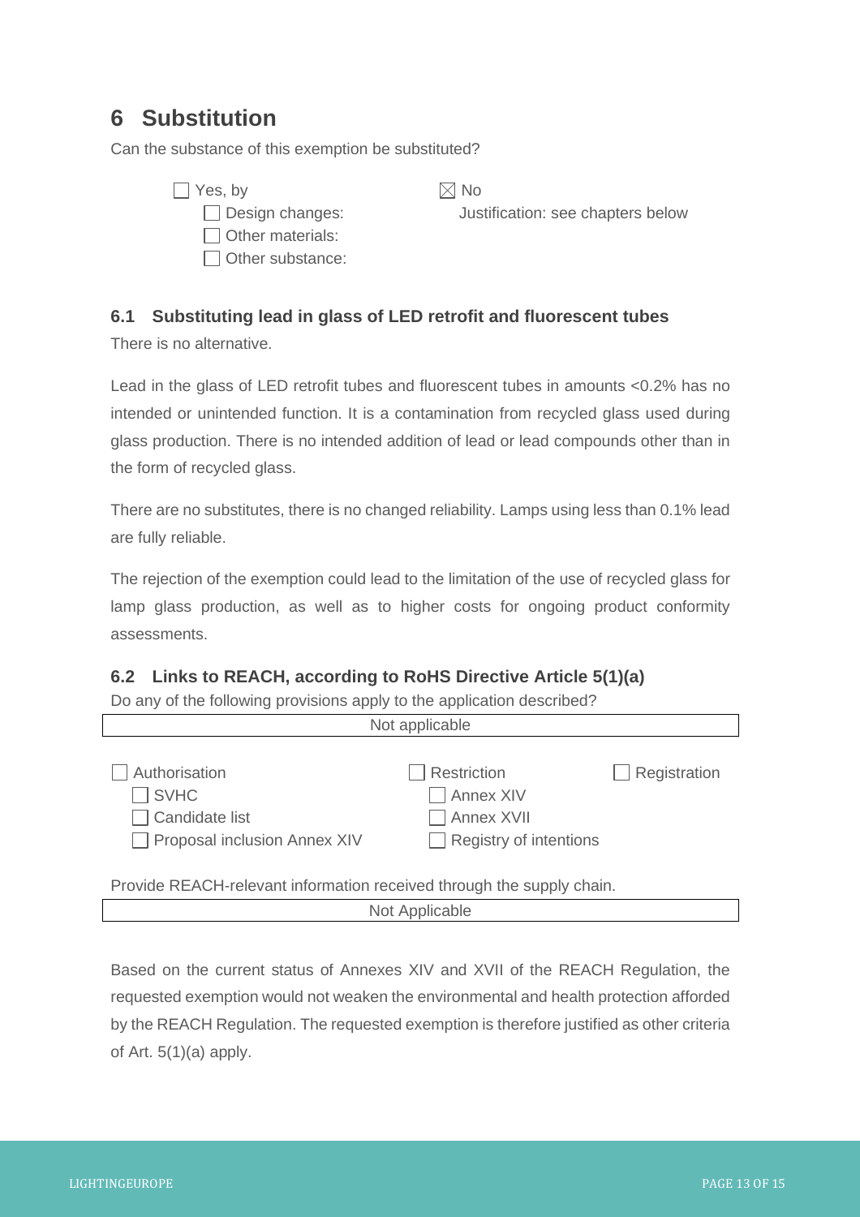# 6 Substitution

Can the substance of this exempion be substituted?

- ☐ Yes, by
  - ☐ Design changes:
  - ☐ Other materials:
  - ☐ Other substance:
- ☒ No
  - Justification: see chapters below

## 6.1 Substituting lead in glass of LED retrofit and fluorescent tubes

There is no alternative.

Lead in the glass of LED retrofit tubes and fluorescent tubes in amounts <0.2% has no intended or unintended function. It is a contamination from recycled glass used during glass production. There is no intended addition of lead or lead compounds other than in the form of recycled glass.

There are no substitutes, there is no changed reliability. Lamps using less than 0.1% lead are fully reliable.

The rejection of the exemption could lead to the limitation of the use of recycled glass for lamp glass production, as well as to higher costs for ongoing product conformity assessments.

## 6.2 Links to REACH, according to RoHS Directive Article 5(1)(a)

Do any of the following provisions apply to the application described?

| Not applicable |
|---|

- ☐ Authorisation
  - ☐ SVHC
  - ☐ Candidate list
  - ☐ Proposal inclusion Annex XIV
- ☐ Restriction
  - ☐ Annex XIV
  - ☐ Annex XVII
  - ☐ Registry of intentions
- ☐ Registration

Provide REACH-relevant information received through the supply chain.

| Not Applicable |
|---|

Based on the current status of Annexes XIV and XVII of the REACH Regulation, the requested exemption would not weaken the environmental and health protection afforded by the REACH Regulation. The requested exemption is therefore justified as other criteria of Art. 5(1)(a) apply.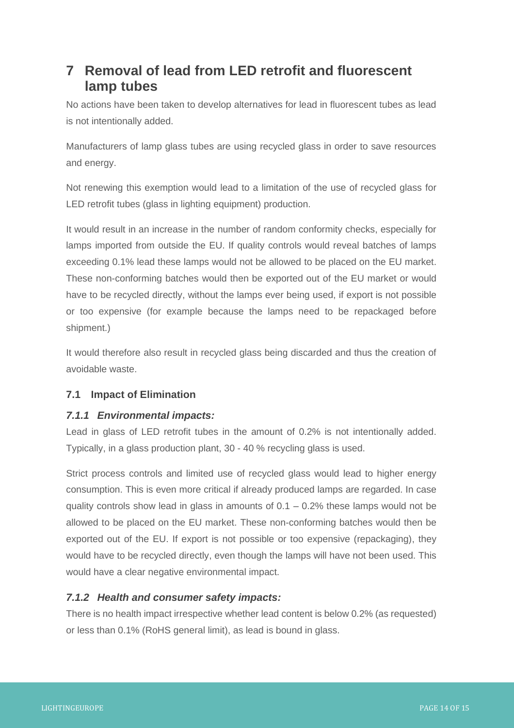# 7 Removal of lead from LED retrofit and fluorescent lamp tubes

No actions have been taken to develop alternatives for lead in fluorescent tubes as lead is not intentionally added.

Manufacturers of lamp glass tubes are using recycled glass in order to save resources and energy.

Not renewing this exemption would lead to a limitation of the use of recycled glass for LED retrofit tubes (glass in lighting equipment) production.

It would result in an increase in the number of random conformity checks, especially for lamps imported from outside the EU. If quality controls would reveal batches of lamps exceeding 0.1% lead these lamps would not be allowed to be placed on the EU market. These non-conforming batches would then be exported out of the EU market or would have to be recycled directly, without the lamps ever being used, if export is not possible or too expensive (for example because the lamps need to be repackaged before shipment.)

It would therefore also result in recycled glass being discarded and thus the creation of avoidable waste.

## 7.1 Impact of Elimination

### *7.1.1 Environmental impacts:*

Lead in glass of LED retrofit tubes in the amount of 0.2% is not intentionally added. Typically, in a glass production plant, 30 - 40 % recycling glass is used.

Strict process controls and limited use of recycled glass would lead to higher energy consumption. This is even more critical if already produced lamps are regarded. In case quality controls show lead in glass in amounts of 0.1 – 0.2% these lamps would not be allowed to be placed on the EU market. These non-conforming batches would then be exported out of the EU. If export is not possible or too expensive (repackaging), they would have to be recycled directly, even though the lamps will have not been used. This would have a clear negative environmental impact.

### *7.1.2 Health and consumer safety impacts:*

There is no health impact irrespective whether lead content is below 0.2% (as requested) or less than 0.1% (RoHS general limit), as lead is bound in glass.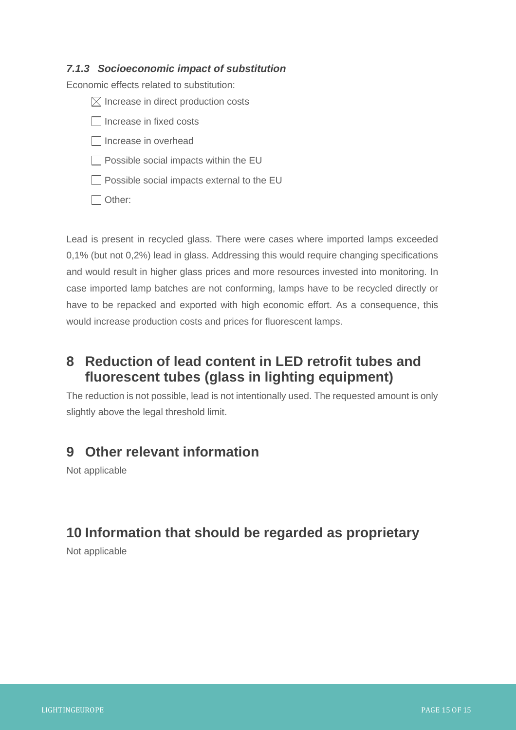### *7.1.3 Socioeconomic impact of substitution*

Economic effects related to substitution:

- ☒ Increase in direct production costs
- ☐ Increase in fixed costs
- ☐ Increase in overhead
- ☐ Possible social impacts within the EU
- ☐ Possible social impacts external to the EU
- ☐ Other:

Lead is present in recycled glass. There were cases where imported lamps exceeded 0,1% (but not 0,2%) lead in glass. Addressing this would require changing specifications and would result in higher glass prices and more resources invested into monitoring. In case imported lamp batches are not conforming, lamps have to be recycled directly or have to be repacked and exported with high economic effort. As a consequence, this would increase production costs and prices for fluorescent lamps.

## 8 Reduction of lead content in LED retrofit tubes and fluorescent tubes (glass in lighting equipment)

The reduction is not possible, lead is not intentionally used. The requested amount is only slightly above the legal threshold limit.

## 9 Other relevant information

Not applicable

## 10 Information that should be regarded as proprietary

Not applicable